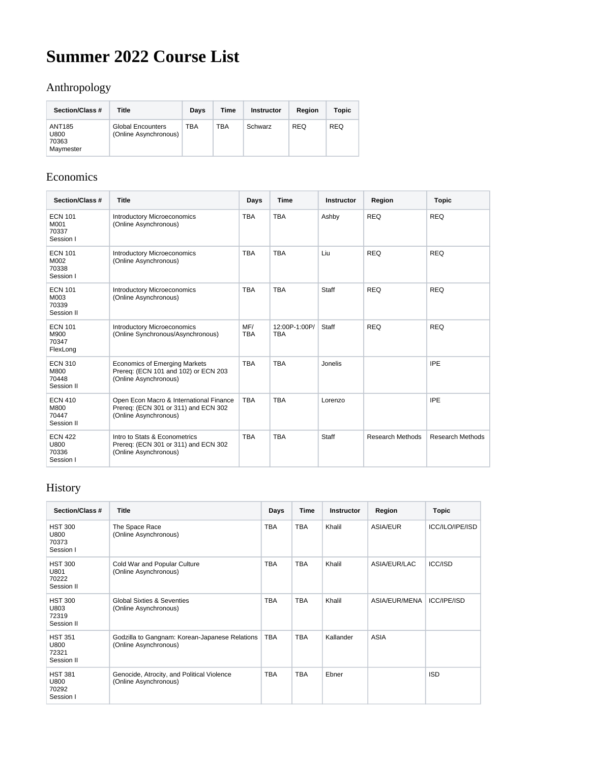# Summer 2022 Course List

## Anthropology

| Section/Class # | Title | Days | Time | Instructor | Region | Topic |
|---|---|---|---|---|---|---|
| ANT185 U800 70363 Maymester | Global Encounters (Online Asynchronous) | TBA | TBA | Schwarz | REQ | REQ |

## Economics

| Section/Class # | Title | Days | Time | Instructor | Region | Topic |
|---|---|---|---|---|---|---|
| ECN 101 M001 70337 Session I | Introductory Microeconomics (Online Asynchronous) | TBA | TBA | Ashby | REQ | REQ |
| ECN 101 M002 70338 Session I | Introductory Microeconomics (Online Asynchronous) | TBA | TBA | Liu | REQ | REQ |
| ECN 101 M003 70339 Session II | Introductory Microeconomics (Online Asynchronous) | TBA | TBA | Staff | REQ | REQ |
| ECN 101 M900 70347 FlexLong | Introductory Microeconomics (Online Synchronous/Asynchronous) | MF/ TBA | 12:00P-1:00P/ TBA | Staff | REQ | REQ |
| ECN 310 M800 70448 Session II | Economics of Emerging Markets Prereq: (ECN 101 and 102) or ECN 203 (Online Asynchronous) | TBA | TBA | Jonelis | | IPE |
| ECN 410 M800 70447 Session II | Open Econ Macro & International Finance Prereq: (ECN 301 or 311) and ECN 302 (Online Asynchronous) | TBA | TBA | Lorenzo | | IPE |
| ECN 422 U800 70336 Session I | Intro to Stats & Econometrics Prereq: (ECN 301 or 311) and ECN 302 (Online Asynchronous) | TBA | TBA | Staff | Research Methods | Research Methods |

## History

| Section/Class # | Title | Days | Time | Instructor | Region | Topic |
|---|---|---|---|---|---|---|
| HST 300 U800 70373 Session I | The Space Race (Online Asynchronous) | TBA | TBA | Khalil | ASIA/EUR | ICC/ILO/IPE/ISD |
| HST 300 U801 70222 Session II | Cold War and Popular Culture (Online Asynchronous) | TBA | TBA | Khalil | ASIA/EUR/LAC | ICC/ISD |
| HST 300 U803 72319 Session II | Global Sixties & Seventies (Online Asynchronous) | TBA | TBA | Khalil | ASIA/EUR/MENA | ICC/IPE/ISD |
| HST 351 U800 72321 Session II | Godzilla to Gangnam: Korean-Japanese Relations (Online Asynchronous) | TBA | TBA | Kallander | ASIA | |
| HST 381 U800 70292 Session I | Genocide, Atrocity, and Political Violence (Online Asynchronous) | TBA | TBA | Ebner | | ISD |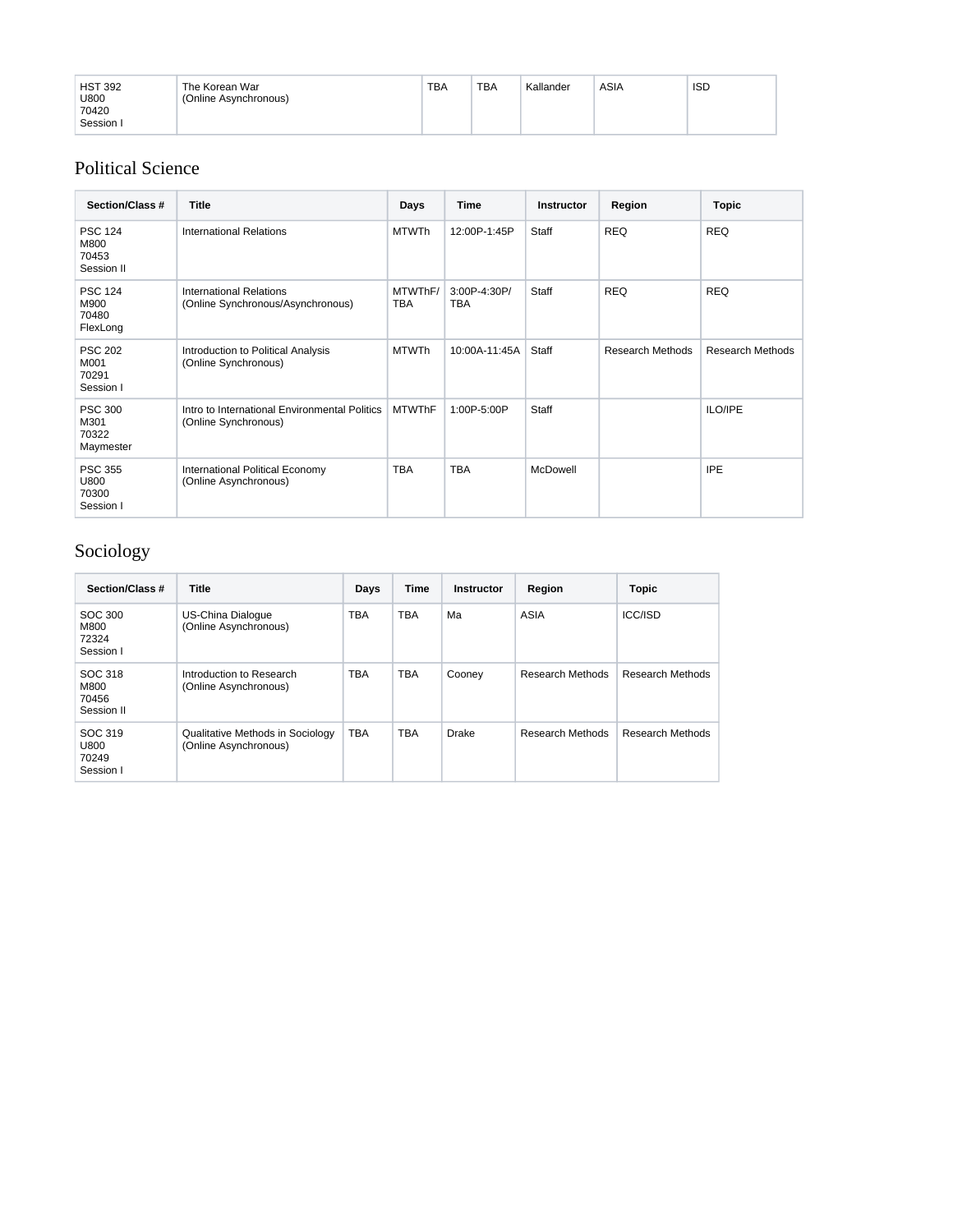| | | | | | | |
|---|---|---|---|---|---|---|
| HST 392<br>U800<br>70420<br>Session I | The Korean War<br>(Online Asynchronous) | TBA | TBA | Kallander | ASIA | ISD |

## Political Science

| Section/Class # | Title | Days | Time | Instructor | Region | Topic |
|---|---|---|---|---|---|---|
| PSC 124<br>M800<br>70453<br>Session II | International Relations | MTWTh | 12:00P-1:45P | Staff | REQ | REQ |
| PSC 124<br>M900<br>70480<br>FlexLong | International Relations<br>(Online Synchronous/Asynchronous) | MTWThF/<br>TBA | 3:00P-4:30P/<br>TBA | Staff | REQ | REQ |
| PSC 202<br>M001<br>70291<br>Session I | Introduction to Political Analysis<br>(Online Synchronous) | MTWTh | 10:00A-11:45A | Staff | Research Methods | Research Methods |
| PSC 300<br>M301<br>70322<br>Maymester | Intro to International Environmental Politics<br>(Online Synchronous) | MTWThF | 1:00P-5:00P | Staff | | ILO/IPE |
| PSC 355<br>U800<br>70300<br>Session I | International Political Economy<br>(Online Asynchronous) | TBA | TBA | McDowell | | IPE |

## Sociology

| Section/Class # | Title | Days | Time | Instructor | Region | Topic |
|---|---|---|---|---|---|---|
| SOC 300<br>M800<br>72324<br>Session I | US-China Dialogue<br>(Online Asynchronous) | TBA | TBA | Ma | ASIA | ICC/ISD |
| SOC 318<br>M800<br>70456<br>Session II | Introduction to Research<br>(Online Asynchronous) | TBA | TBA | Cooney | Research Methods | Research Methods |
| SOC 319<br>U800<br>70249<br>Session I | Qualitative Methods in Sociology<br>(Online Asynchronous) | TBA | TBA | Drake | Research Methods | Research Methods |